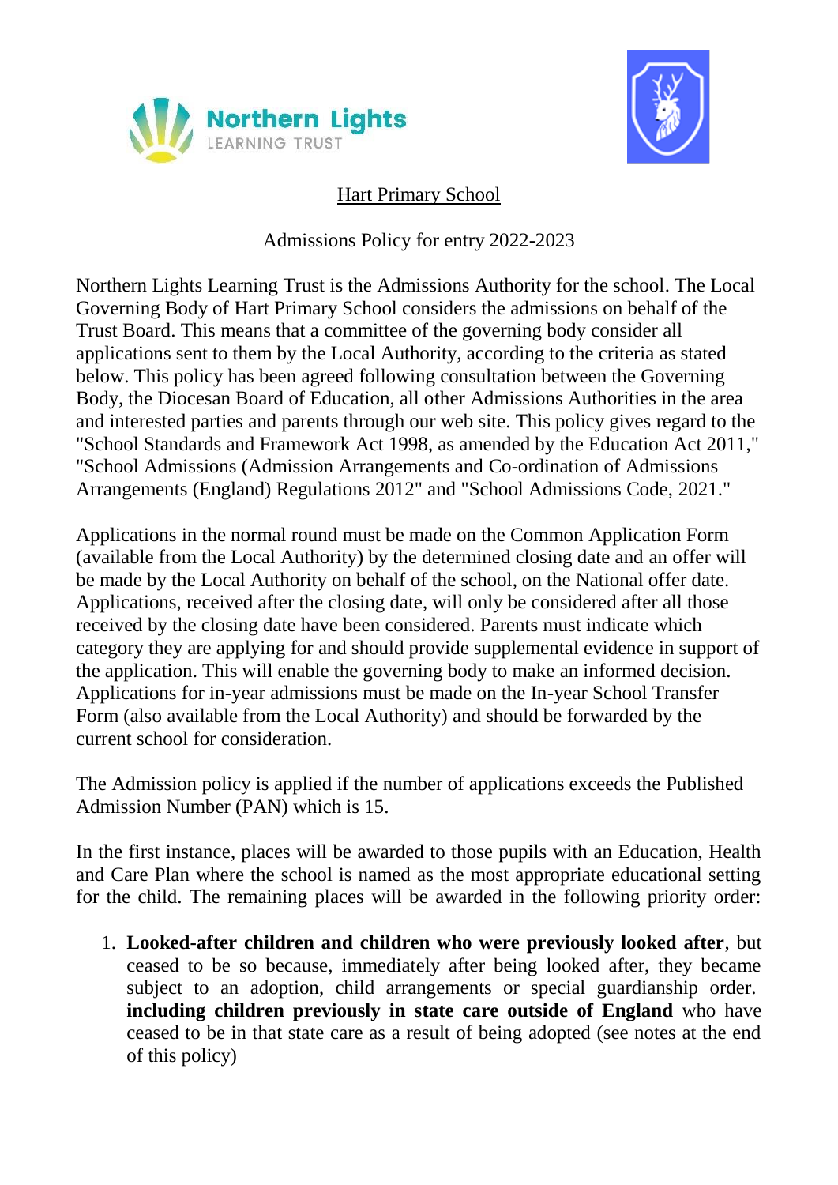Northern Lights
LEARNING TRUST

# Hart Primary School

Admissions Policy for entry 2022-2023

Northern Lights Learning Trust is the Admissions Authority for the school. The Local Governing Body of Hart Primary School considers the admissions on behalf of the Trust Board. This means that a committee of the governing body consider all applications sent to them by the Local Authority, according to the criteria as stated below. This policy has been agreed following consultation between the Governing Body, the Diocesan Board of Education, all other Admissions Authorities in the area and interested parties and parents through our web site. This policy gives regard to the "School Standards and Framework Act 1998, as amended by the Education Act 2011," "School Admissions (Admission Arrangements and Co-ordination of Admissions Arrangements (England) Regulations 2012" and "School Admissions Code, 2021."

Applications in the normal round must be made on the Common Application Form (available from the Local Authority) by the determined closing date and an offer will be made by the Local Authority on behalf of the school, on the National offer date. Applications, received after the closing date, will only be considered after all those received by the closing date have been considered. Parents must indicate which category they are applying for and should provide supplemental evidence in support of the application. This will enable the governing body to make an informed decision. Applications for in-year admissions must be made on the In-year School Transfer Form (also available from the Local Authority) and should be forwarded by the current school for consideration.

The Admission policy is applied if the number of applications exceeds the Published Admission Number (PAN) which is 15.

In the first instance, places will be awarded to those pupils with an Education, Health and Care Plan where the school is named as the most appropriate educational setting for the child. The remaining places will be awarded in the following priority order:

1. **Looked-after children and children who were previously looked after**, but ceased to be so because, immediately after being looked after, they became subject to an adoption, child arrangements or special guardianship order. **including children previously in state care outside of England** who have ceased to be in that state care as a result of being adopted (see notes at the end of this policy)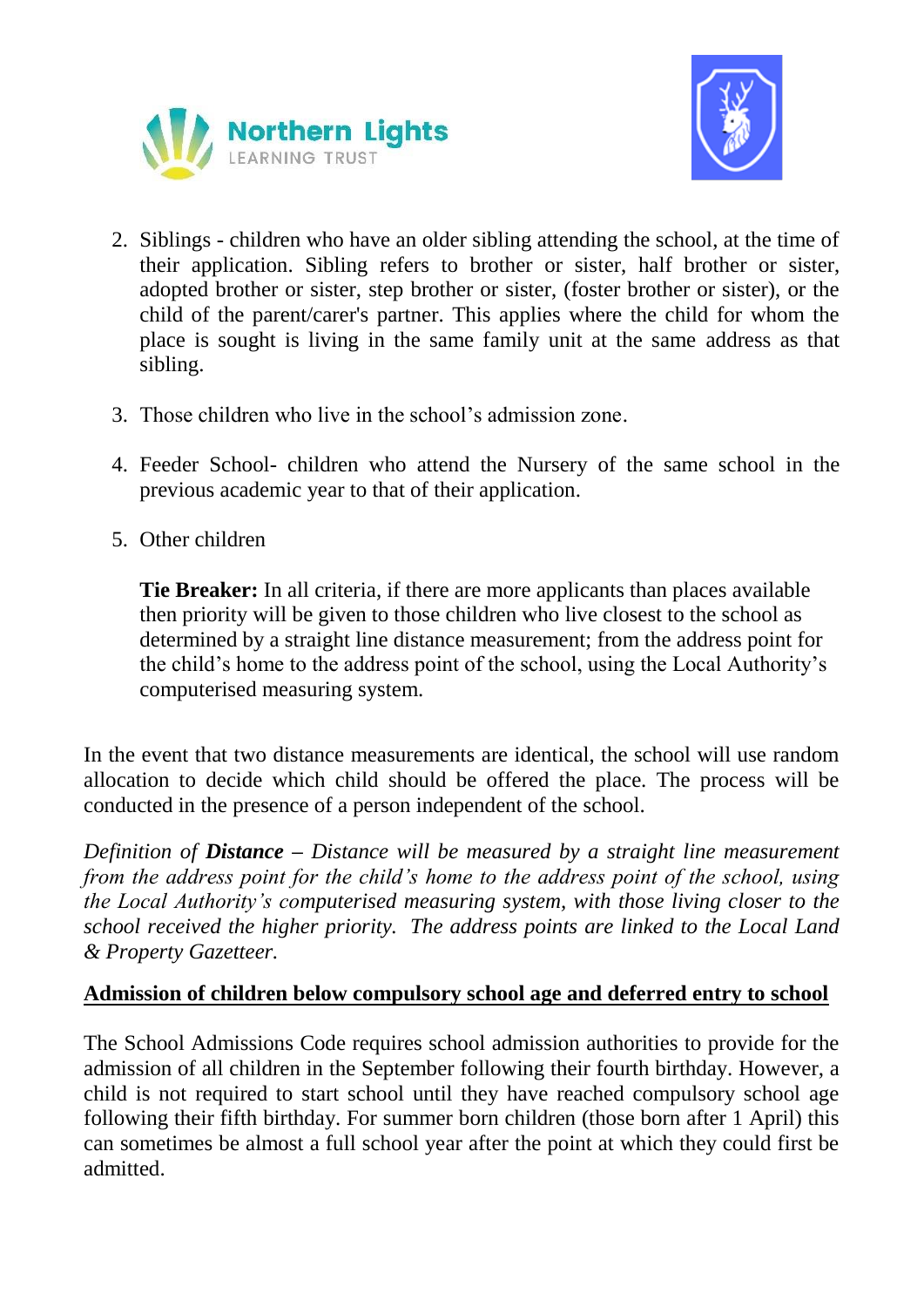2. Siblings - children who have an older sibling attending the school, at the time of their application. Sibling refers to brother or sister, half brother or sister, adopted brother or sister, step brother or sister, (foster brother or sister), or the child of the parent/carer's partner. This applies where the child for whom the place is sought is living in the same family unit at the same address as that sibling.

3. Those children who live in the school's admission zone.

4. Feeder School- children who attend the Nursery of the same school in the previous academic year to that of their application.

5. Other children

   **Tie Breaker:** In all criteria, if there are more applicants than places available then priority will be given to those children who live closest to the school as determined by a straight line distance measurement; from the address point for the child's home to the address point of the school, using the Local Authority's computerised measuring system.

In the event that two distance measurements are identical, the school will use random allocation to decide which child should be offered the place. The process will be conducted in the presence of a person independent of the school.

*Definition of **Distance** – Distance will be measured by a straight line measurement from the address point for the child's home to the address point of the school, using the Local Authority's computerised measuring system, with those living closer to the school received the higher priority. The address points are linked to the Local Land & Property Gazetteer.*

## Admission of children below compulsory school age and deferred entry to school

The School Admissions Code requires school admission authorities to provide for the admission of all children in the September following their fourth birthday. However, a child is not required to start school until they have reached compulsory school age following their fifth birthday. For summer born children (those born after 1 April) this can sometimes be almost a full school year after the point at which they could first be admitted.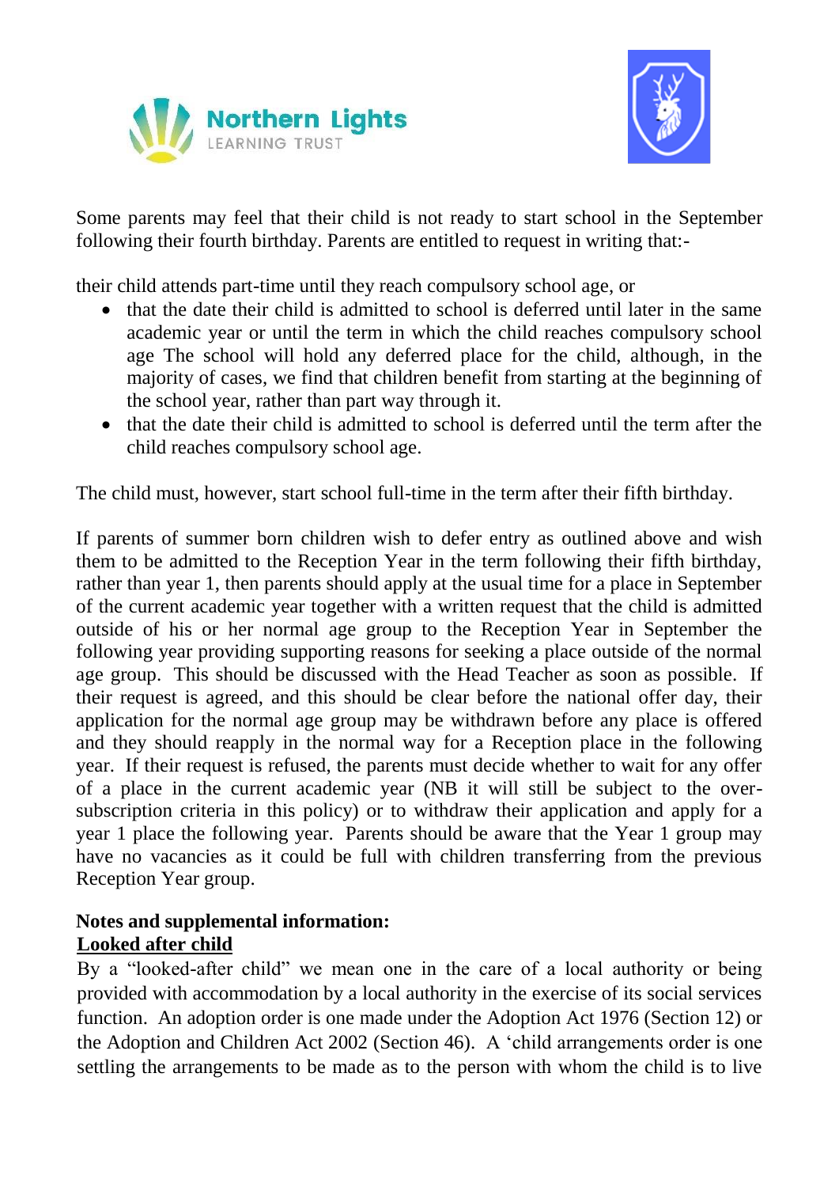Some parents may feel that their child is not ready to start school in the September following their fourth birthday. Parents are entitled to request in writing that:-

their child attends part-time until they reach compulsory school age, or

- that the date their child is admitted to school is deferred until later in the same academic year or until the term in which the child reaches compulsory school age The school will hold any deferred place for the child, although, in the majority of cases, we find that children benefit from starting at the beginning of the school year, rather than part way through it.
- that the date their child is admitted to school is deferred until the term after the child reaches compulsory school age.

The child must, however, start school full-time in the term after their fifth birthday.

If parents of summer born children wish to defer entry as outlined above and wish them to be admitted to the Reception Year in the term following their fifth birthday, rather than year 1, then parents should apply at the usual time for a place in September of the current academic year together with a written request that the child is admitted outside of his or her normal age group to the Reception Year in September the following year providing supporting reasons for seeking a place outside of the normal age group. This should be discussed with the Head Teacher as soon as possible. If their request is agreed, and this should be clear before the national offer day, their application for the normal age group may be withdrawn before any place is offered and they should reapply in the normal way for a Reception place in the following year. If their request is refused, the parents must decide whether to wait for any offer of a place in the current academic year (NB it will still be subject to the over-subscription criteria in this policy) or to withdraw their application and apply for a year 1 place the following year. Parents should be aware that the Year 1 group may have no vacancies as it could be full with children transferring from the previous Reception Year group.

**Notes and supplemental information:**

**Looked after child**

By a "looked-after child" we mean one in the care of a local authority or being provided with accommodation by a local authority in the exercise of its social services function. An adoption order is one made under the Adoption Act 1976 (Section 12) or the Adoption and Children Act 2002 (Section 46). A 'child arrangements order is one settling the arrangements to be made as to the person with whom the child is to live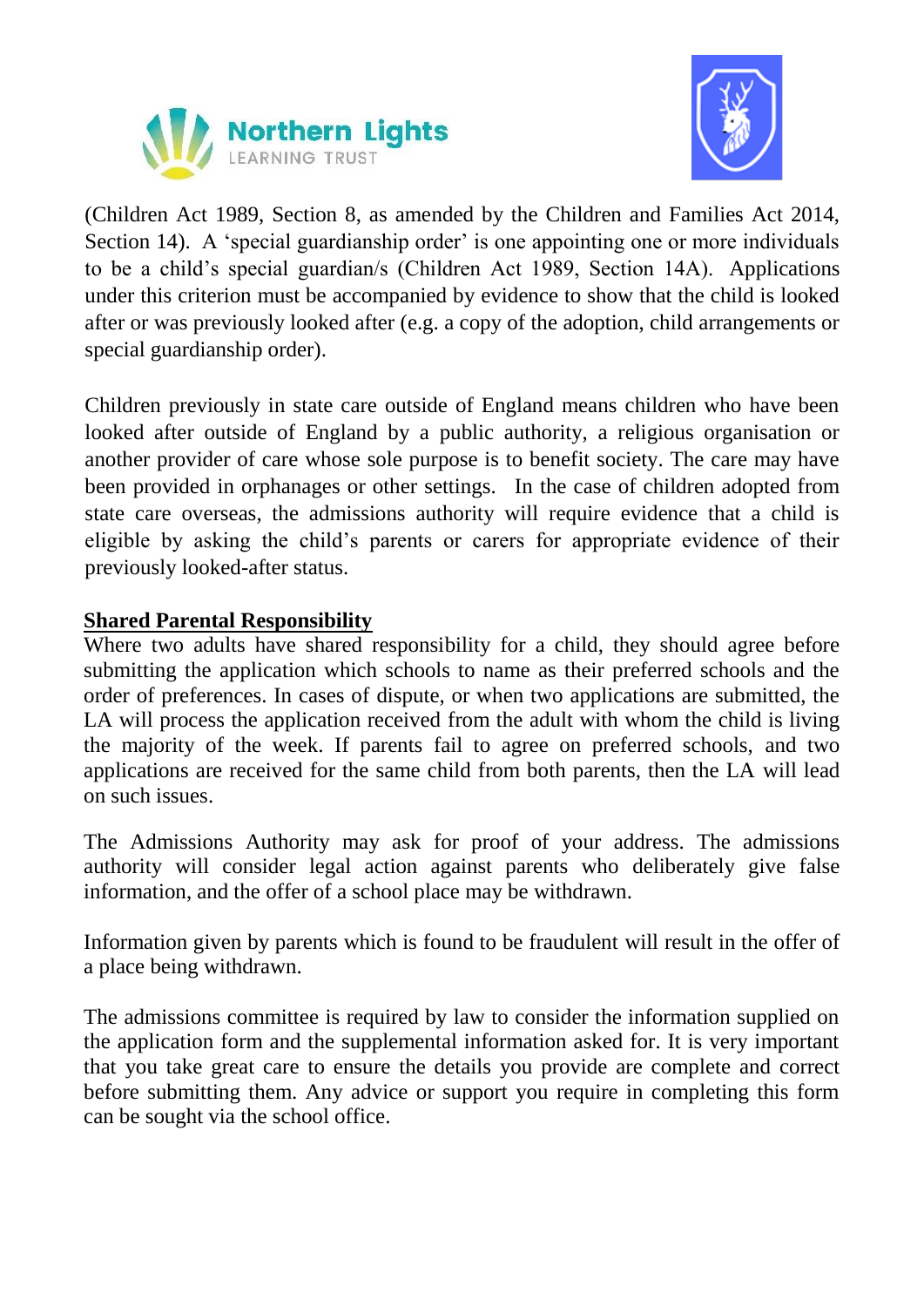(Children Act 1989, Section 8, as amended by the Children and Families Act 2014, Section 14). A 'special guardianship order' is one appointing one or more individuals to be a child's special guardian/s (Children Act 1989, Section 14A). Applications under this criterion must be accompanied by evidence to show that the child is looked after or was previously looked after (e.g. a copy of the adoption, child arrangements or special guardianship order).

Children previously in state care outside of England means children who have been looked after outside of England by a public authority, a religious organisation or another provider of care whose sole purpose is to benefit society. The care may have been provided in orphanages or other settings. In the case of children adopted from state care overseas, the admissions authority will require evidence that a child is eligible by asking the child's parents or carers for appropriate evidence of their previously looked-after status.

**Shared Parental Responsibility**

Where two adults have shared responsibility for a child, they should agree before submitting the application which schools to name as their preferred schools and the order of preferences. In cases of dispute, or when two applications are submitted, the LA will process the application received from the adult with whom the child is living the majority of the week. If parents fail to agree on preferred schools, and two applications are received for the same child from both parents, then the LA will lead on such issues.

The Admissions Authority may ask for proof of your address. The admissions authority will consider legal action against parents who deliberately give false information, and the offer of a school place may be withdrawn.

Information given by parents which is found to be fraudulent will result in the offer of a place being withdrawn.

The admissions committee is required by law to consider the information supplied on the application form and the supplemental information asked for. It is very important that you take great care to ensure the details you provide are complete and correct before submitting them. Any advice or support you require in completing this form can be sought via the school office.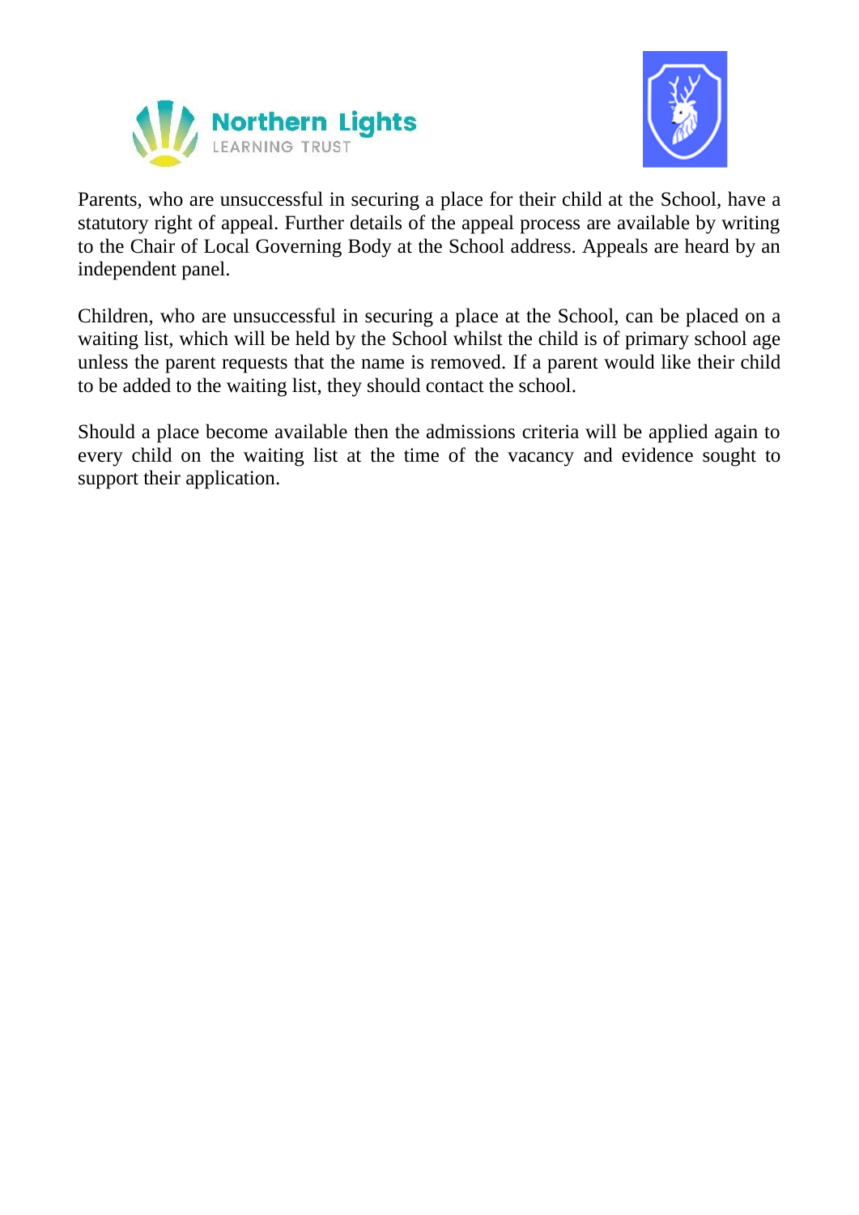Parents, who are unsuccessful in securing a place for their child at the School, have a statutory right of appeal. Further details of the appeal process are available by writing to the Chair of Local Governing Body at the School address. Appeals are heard by an independent panel.

Children, who are unsuccessful in securing a place at the School, can be placed on a waiting list, which will be held by the School whilst the child is of primary school age unless the parent requests that the name is removed. If a parent would like their child to be added to the waiting list, they should contact the school.

Should a place become available then the admissions criteria will be applied again to every child on the waiting list at the time of the vacancy and evidence sought to support their application.